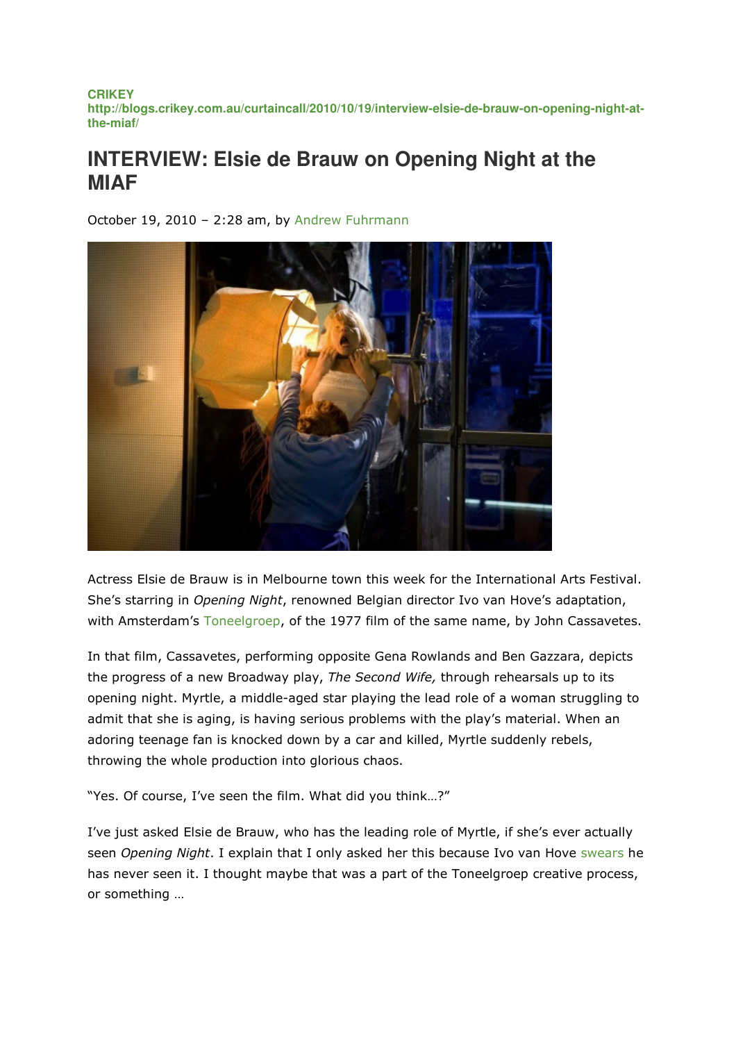**CRIKEY**
**http://blogs.crikey.com.au/curtaincall/2010/10/19/interview-elsie-de-brauw-on-opening-night-at-the-miaf/**

# INTERVIEW: Elsie de Brauw on Opening Night at the MIAF

October 19, 2010 – 2:28 am, by Andrew Fuhrmann

Actress Elsie de Brauw is in Melbourne town this week for the International Arts Festival. She's starring in *Opening Night*, renowned Belgian director Ivo van Hove's adaptation, with Amsterdam's Toneelgroep, of the 1977 film of the same name, by John Cassavetes.

In that film, Cassavetes, performing opposite Gena Rowlands and Ben Gazzara, depicts the progress of a new Broadway play, *The Second Wife,* through rehearsals up to its opening night. Myrtle, a middle-aged star playing the lead role of a woman struggling to admit that she is aging, is having serious problems with the play's material. When an adoring teenage fan is knocked down by a car and killed, Myrtle suddenly rebels, throwing the whole production into glorious chaos.

"Yes. Of course, I've seen the film. What did you think…?"

I've just asked Elsie de Brauw, who has the leading role of Myrtle, if she's ever actually seen *Opening Night*. I explain that I only asked her this because Ivo van Hove swears he has never seen it. I thought maybe that was a part of the Toneelgroep creative process, or something …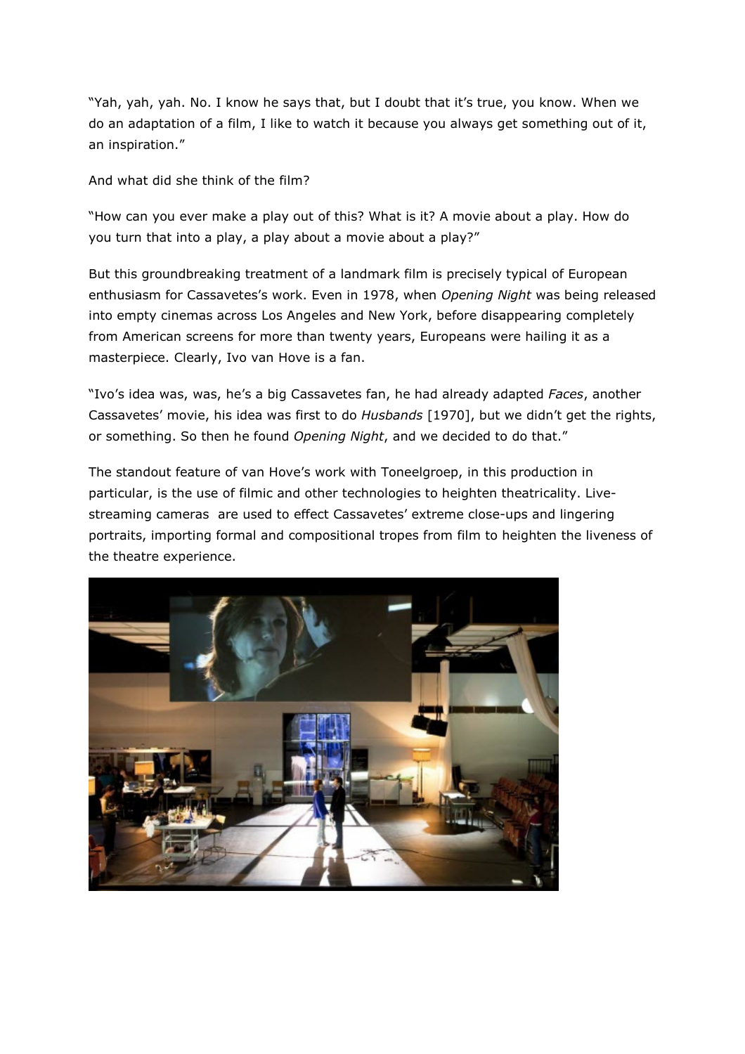"Yah, yah, yah. No. I know he says that, but I doubt that it's true, you know. When we do an adaptation of a film, I like to watch it because you always get something out of it, an inspiration."

And what did she think of the film?

"How can you ever make a play out of this? What is it? A movie about a play. How do you turn that into a play, a play about a movie about a play?"

But this groundbreaking treatment of a landmark film is precisely typical of European enthusiasm for Cassavetes's work. Even in 1978, when *Opening Night* was being released into empty cinemas across Los Angeles and New York, before disappearing completely from American screens for more than twenty years, Europeans were hailing it as a masterpiece. Clearly, Ivo van Hove is a fan.

"Ivo's idea was, was, he's a big Cassavetes fan, he had already adapted *Faces*, another Cassavetes' movie, his idea was first to do *Husbands* [1970], but we didn't get the rights, or something. So then he found *Opening Night*, and we decided to do that."

The standout feature of van Hove's work with Toneelgroep, in this production in particular, is the use of filmic and other technologies to heighten theatricality. Live-streaming cameras are used to effect Cassavetes' extreme close-ups and lingering portraits, importing formal and compositional tropes from film to heighten the liveness of the theatre experience.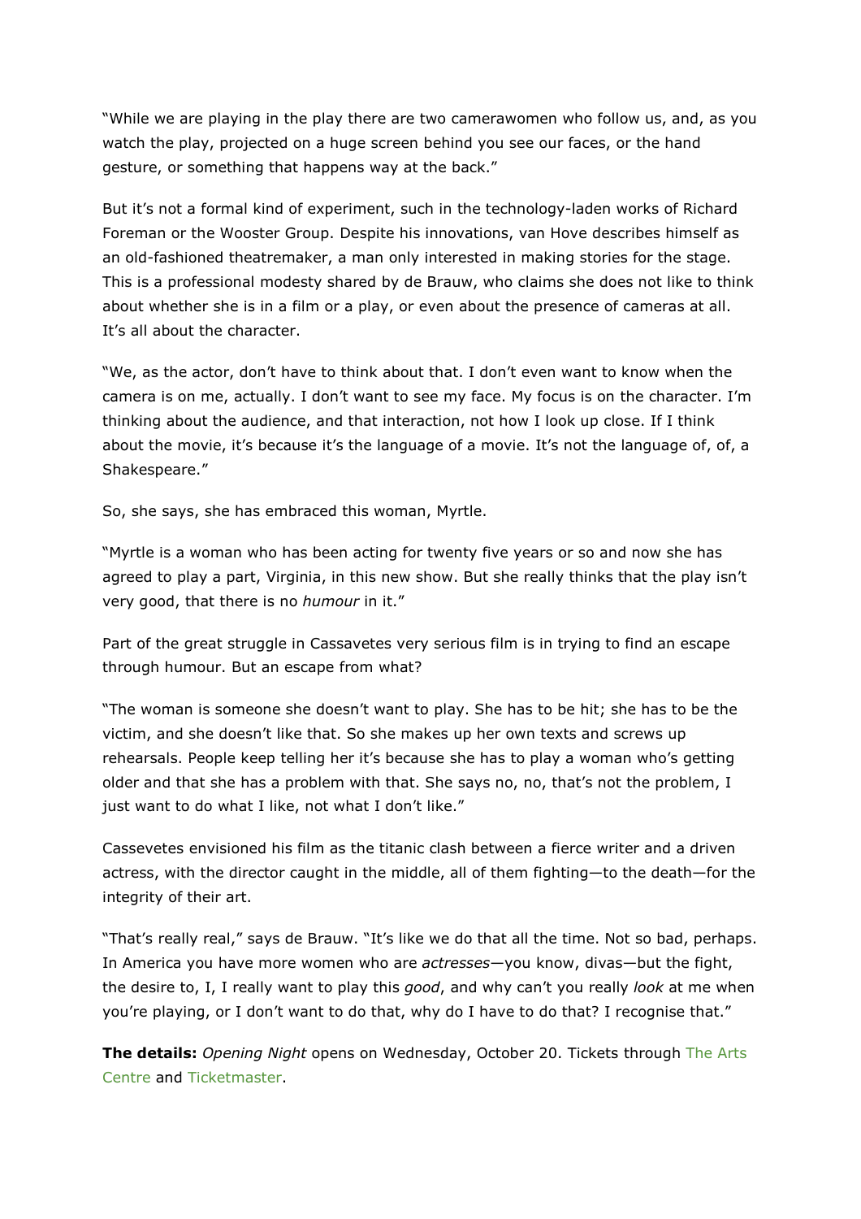"While we are playing in the play there are two camerawomen who follow us, and, as you watch the play, projected on a huge screen behind you see our faces, or the hand gesture, or something that happens way at the back."

But it's not a formal kind of experiment, such in the technology-laden works of Richard Foreman or the Wooster Group. Despite his innovations, van Hove describes himself as an old-fashioned theatremaker, a man only interested in making stories for the stage. This is a professional modesty shared by de Brauw, who claims she does not like to think about whether she is in a film or a play, or even about the presence of cameras at all. It's all about the character.

"We, as the actor, don't have to think about that. I don't even want to know when the camera is on me, actually. I don't want to see my face. My focus is on the character. I'm thinking about the audience, and that interaction, not how I look up close. If I think about the movie, it's because it's the language of a movie. It's not the language of, of, a Shakespeare."

So, she says, she has embraced this woman, Myrtle.

"Myrtle is a woman who has been acting for twenty five years or so and now she has agreed to play a part, Virginia, in this new show. But she really thinks that the play isn't very good, that there is no *humour* in it."

Part of the great struggle in Cassavetes very serious film is in trying to find an escape through humour. But an escape from what?

"The woman is someone she doesn't want to play. She has to be hit; she has to be the victim, and she doesn't like that. So she makes up her own texts and screws up rehearsals. People keep telling her it's because she has to play a woman who's getting older and that she has a problem with that. She says no, no, that's not the problem, I just want to do what I like, not what I don't like."

Cassevetes envisioned his film as the titanic clash between a fierce writer and a driven actress, with the director caught in the middle, all of them fighting—to the death—for the integrity of their art.

"That's really real," says de Brauw. "It's like we do that all the time. Not so bad, perhaps. In America you have more women who are *actresses*—you know, divas—but the fight, the desire to, I, I really want to play this *good*, and why can't you really *look* at me when you're playing, or I don't want to do that, why do I have to do that? I recognise that."

**The details:** *Opening Night* opens on Wednesday, October 20. Tickets through The Arts Centre and Ticketmaster.